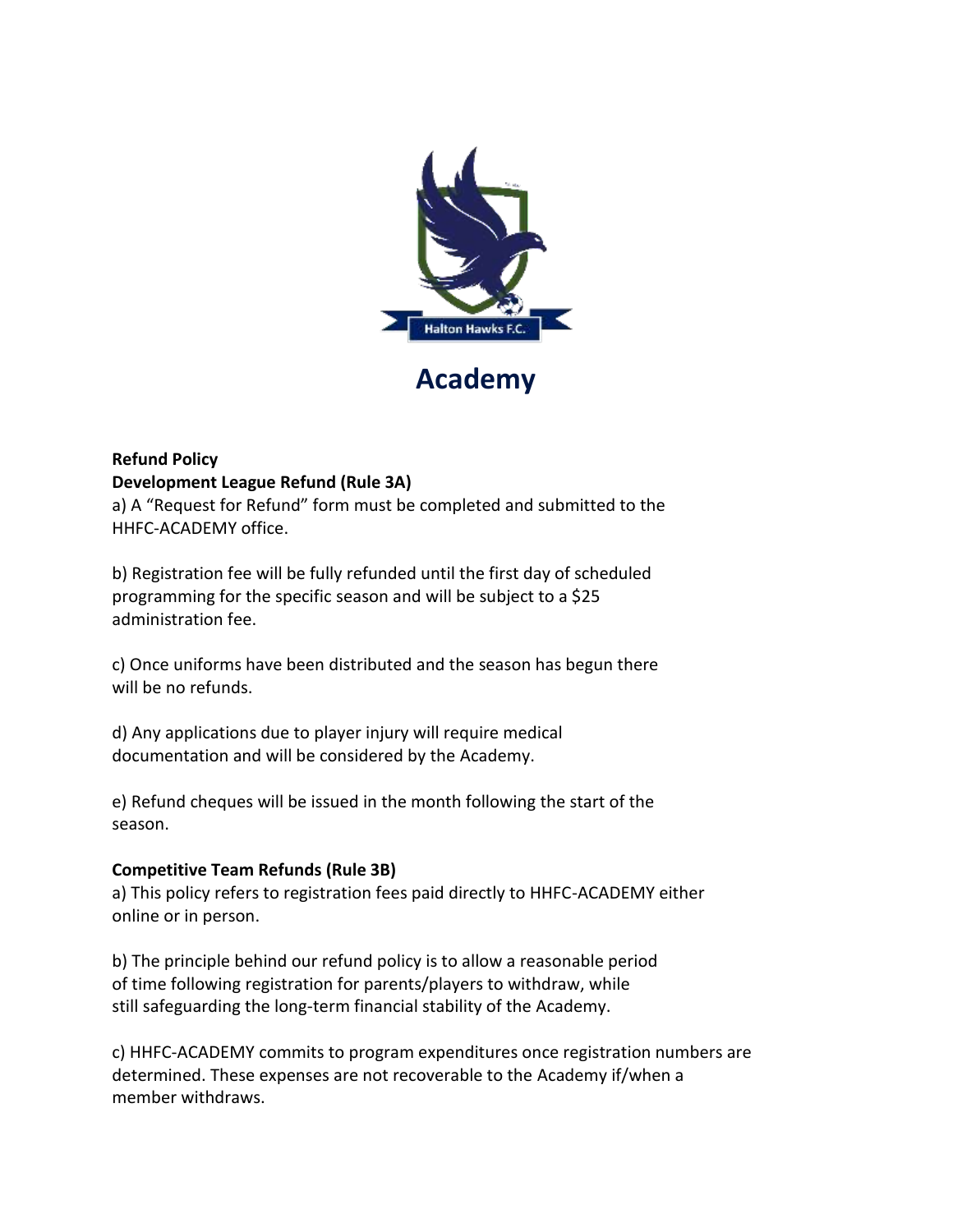Halton Hawks F.C.

# Academy

**Refund Policy**

**Development League Refund (Rule 3A)**

a) A "Request for Refund" form must be completed and submitted to the HHFC-ACADEMY office.

b) Registration fee will be fully refunded until the first day of scheduled programming for the specific season and will be subject to a $25 administration fee.

c) Once uniforms have been distributed and the season has begun there will be no refunds.

d) Any applications due to player injury will require medical documentation and will be considered by the Academy.

e) Refund cheques will be issued in the month following the start of the season.

**Competitive Team Refunds (Rule 3B)**

a) This policy refers to registration fees paid directly to HHFC-ACADEMY either online or in person.

b) The principle behind our refund policy is to allow a reasonable period of time following registration for parents/players to withdraw, while still safeguarding the long-term financial stability of the Academy.

c) HHFC-ACADEMY commits to program expenditures once registration numbers are determined. These expenses are not recoverable to the Academy if/when a member withdraws.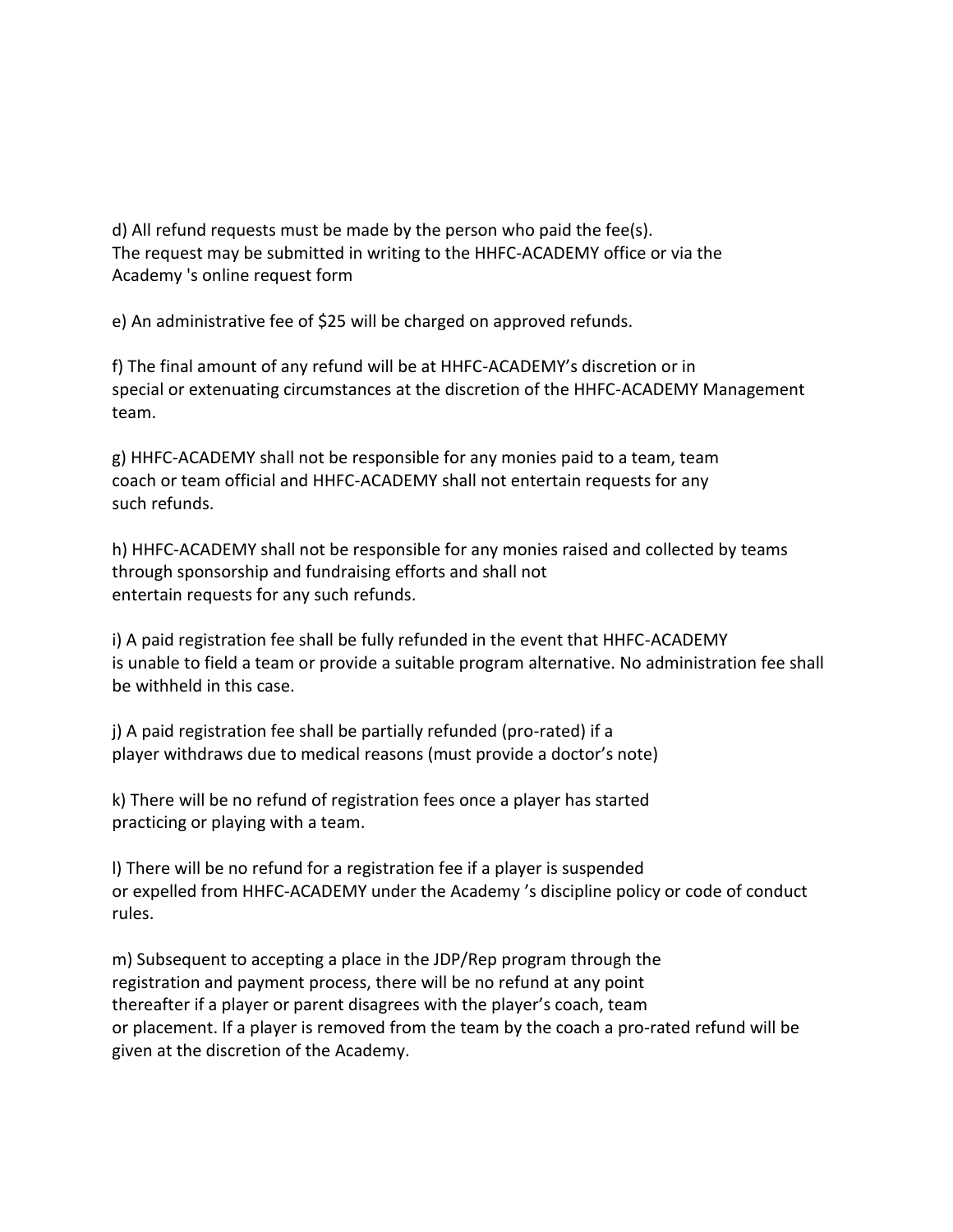d) All refund requests must be made by the person who paid the fee(s). The request may be submitted in writing to the HHFC-ACADEMY office or via the Academy 's online request form

e) An administrative fee of $25 will be charged on approved refunds.

f) The final amount of any refund will be at HHFC-ACADEMY's discretion or in special or extenuating circumstances at the discretion of the HHFC-ACADEMY Management team.

g) HHFC-ACADEMY shall not be responsible for any monies paid to a team, team coach or team official and HHFC-ACADEMY shall not entertain requests for any such refunds.

h) HHFC-ACADEMY shall not be responsible for any monies raised and collected by teams through sponsorship and fundraising efforts and shall not entertain requests for any such refunds.

i) A paid registration fee shall be fully refunded in the event that HHFC-ACADEMY is unable to field a team or provide a suitable program alternative. No administration fee shall be withheld in this case.

j) A paid registration fee shall be partially refunded (pro-rated) if a player withdraws due to medical reasons (must provide a doctor's note)

k) There will be no refund of registration fees once a player has started practicing or playing with a team.

l) There will be no refund for a registration fee if a player is suspended or expelled from HHFC-ACADEMY under the Academy 's discipline policy or code of conduct rules.

m) Subsequent to accepting a place in the JDP/Rep program through the registration and payment process, there will be no refund at any point thereafter if a player or parent disagrees with the player's coach, team or placement. If a player is removed from the team by the coach a pro-rated refund will be given at the discretion of the Academy.